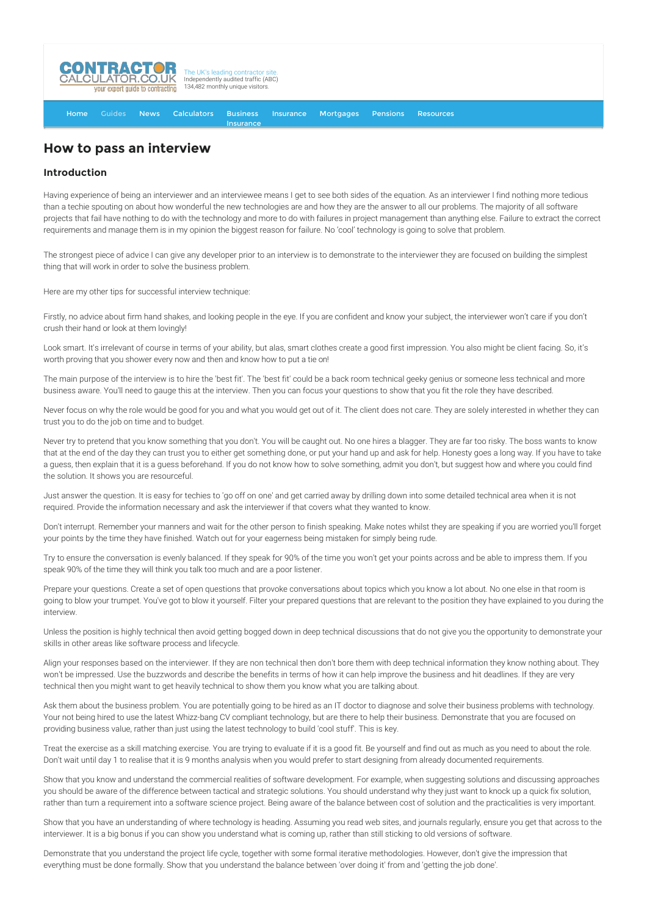# How to pass an interview

## Introduction

Having experience of being an interviewer and an interviewee means I get to see both sides of the equation. As an interviewer I find nothing more tedious than a techie spouting on about how wonderful the new technologies are and how they are the answer to all our problems. The majority of all software projects that fail have nothing to do with the technology and more to do with failures in project management than anything else. Failure to extract the correct requirements and manage them is in my opinion the biggest reason for failure. No 'cool' technology is going to solve that problem.

The strongest piece of advice I can give any developer prior to an interview is to demonstrate to the interviewer they are focused on building the simplest thing that will work in order to solve the business problem.

Here are my other tips for successful interview technique:

Firstly, no advice about firm hand shakes, and looking people in the eye. If you are confident and know your subject, the interviewer won't care if you don't crush their hand or look at them lovingly!

Look smart. It's irrelevant of course in terms of your ability, but alas, smart clothes create a good first impression. You also might be client facing. So, it's worth proving that you shower every now and then and know how to put a tie on!

The main purpose of the interview is to hire the 'best fit'. The 'best fit' could be a back room technical geeky genius or someone less technical and more business aware. You'll need to gauge this at the interview. Then you can focus your questions to show that you fit the role they have described.

Never focus on why the role would be good for you and what you would get out of it. The client does not care. They are solely interested in whether they can trust you to do the job on time and to budget.

Never try to pretend that you know something that you don't. You will be caught out. No one hires a blagger. They are far too risky. The boss wants to know that at the end of the day they can trust you to either get something done, or put your hand up and ask for help. Honesty goes a long way. If you have to take a guess, then explain that it is a guess beforehand. If you do not know how to solve something, admit you don't, but suggest how and where you could find the solution. It shows you are resourceful.

Just answer the question. It is easy for techies to 'go off on one' and get carried away by drilling down into some detailed technical area when it is not required. Provide the information necessary and ask the interviewer if that covers what they wanted to know.

Don't interrupt. Remember your manners and wait for the other person to finish speaking. Make notes whilst they are speaking if you are worried you'll forget your points by the time they have finished. Watch out for your eagerness being mistaken for simply being rude.

Try to ensure the conversation is evenly balanced. If they speak for 90% of the time you won't get your points across and be able to impress them. If you speak 90% of the time they will think you talk too much and are a poor listener.

Prepare your questions. Create a set of open questions that provoke conversations about topics which you know a lot about. No one else in that room is going to blow your trumpet. You've got to blow it yourself. Filter your prepared questions that are relevant to the position they have explained to you during the interview.

Unless the position is highly technical then avoid getting bogged down in deep technical discussions that do not give you the opportunity to demonstrate your skills in other areas like software process and lifecycle.

Align your responses based on the interviewer. If they are non technical then don't bore them with deep technical information they know nothing about. They won't be impressed. Use the buzzwords and describe the benefits in terms of how it can help improve the business and hit deadlines. If they are very technical then you might want to get heavily technical to show them you know what you are talking about.

Ask them about the business problem. You are potentially going to be hired as an IT doctor to diagnose and solve their business problems with technology. Your not being hired to use the latest Whizz-bang CV compliant technology, but are there to help their business. Demonstrate that you are focused on providing business value, rather than just using the latest technology to build 'cool stuff'. This is key.

Treat the exercise as a skill matching exercise. You are trying to evaluate if it is a good fit. Be yourself and find out as much as you need to about the role. Don't wait until day 1 to realise that it is 9 months analysis when you would prefer to start designing from already documented requirements.

Show that you know and understand the commercial realities of software development. For example, when suggesting solutions and discussing approaches you should be aware of the difference between tactical and strategic solutions. You should understand why they just want to knock up a quick fix solution, rather than turn a requirement into a software science project. Being aware of the balance between cost of solution and the practicalities is very important.

Show that you have an understanding of where technology is heading. Assuming you read web sites, and journals regularly, ensure you get that across to the interviewer. It is a big bonus if you can show you understand what is coming up, rather than still sticking to old versions of software.

Demonstrate that you understand the project life cycle, together with some formal iterative methodologies. However, don't give the impression that everything must be done formally. Show that you understand the balance between 'over doing it' from and 'getting the job done'.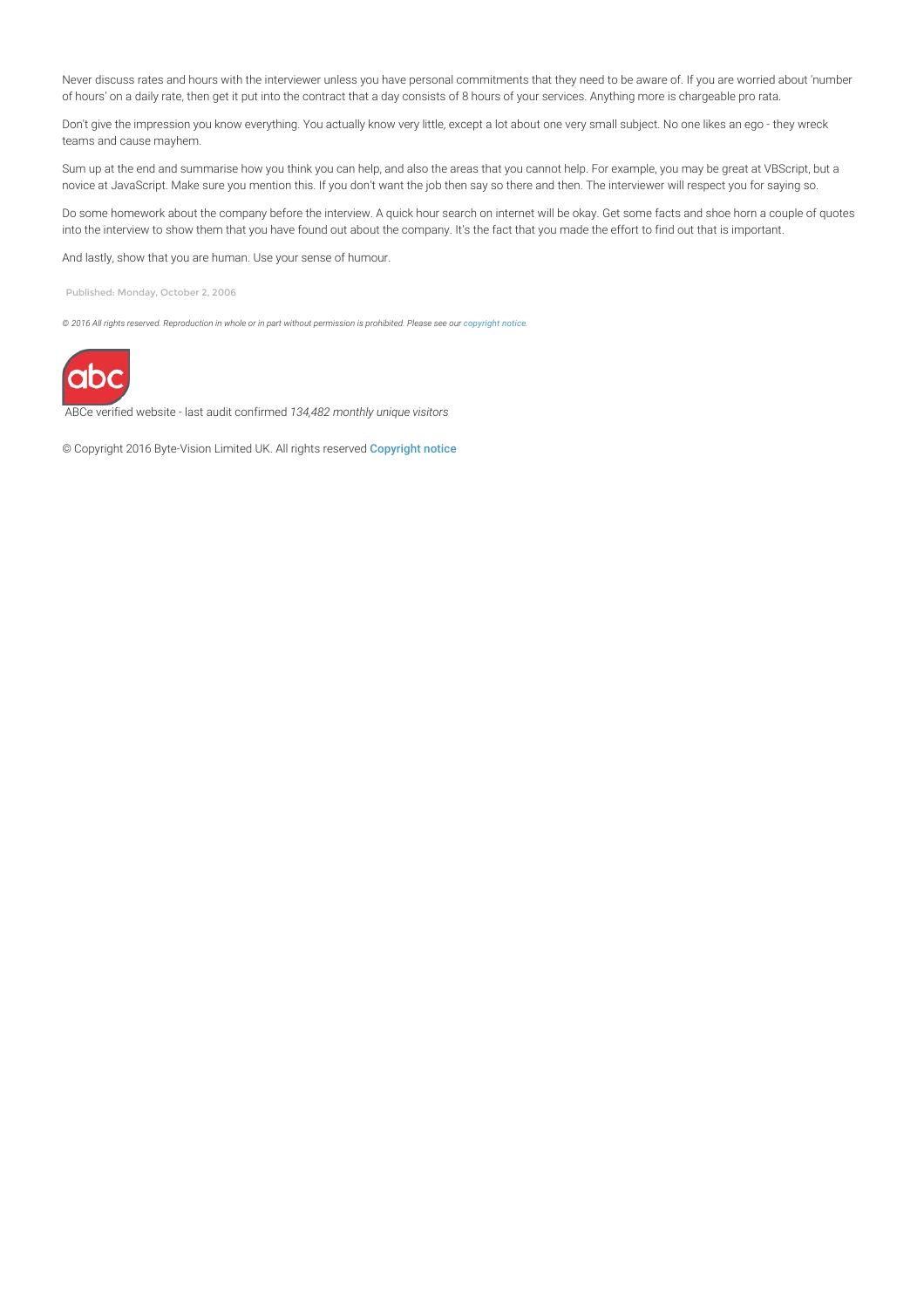Never discuss rates and hours with the interviewer unless you have personal commitments that they need to be aware of. If you are worried about 'number of hours' on a daily rate, then get it put into the contract that a day consists of 8 hours of your services. Anything more is chargeable pro rata.

Don't give the impression you know everything. You actually know very little, except a lot about one very small subject. No one likes an ego - they wreck teams and cause mayhem.

Sum up at the end and summarise how you think you can help, and also the areas that you cannot help. For example, you may be great at VBScript, but a novice at JavaScript. Make sure you mention this. If you don't want the job then say so there and then. The interviewer will respect you for saying so.

Do some homework about the company before the interview. A quick hour search on internet will be okay. Get some facts and shoe horn a couple of quotes into the interview to show them that you have found out about the company. It's the fact that you made the effort to find out that is important.

And lastly, show that you are human. Use your sense of humour.

Published: Monday, October 2, 2006

*© 2016 All rights reserved. Reproduction in whole or in part without permission is prohibited. Please see our copyright notice.*

abc

ABCe verified website - last audit confirmed *134,482 monthly unique visitors*

© Copyright 2016 Byte-Vision Limited UK. All rights reserved Copyright notice